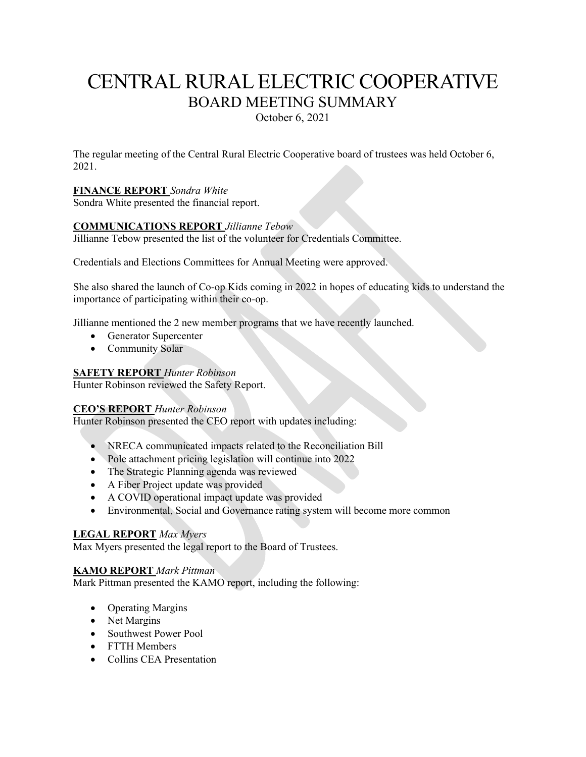# CENTRAL RURAL ELECTRIC COOPERATIVE

## BOARD MEETING SUMMARY

October 6, 2021

The regular meeting of the Central Rural Electric Cooperative board of trustees was held October 6, 2021.

**FINANCE REPORT** *Sondra White*

Sondra White presented the financial report.

**COMMUNICATIONS REPORT** *Jillianne Tebow*

Jillianne Tebow presented the list of the volunteer for Credentials Committee.

Credentials and Elections Committees for Annual Meeting were approved.

She also shared the launch of Co-op Kids coming in 2022 in hopes of educating kids to understand the importance of participating within their co-op.

Jillianne mentioned the 2 new member programs that we have recently launched.

- Generator Supercenter
- Community Solar

**SAFETY REPORT** *Hunter Robinson*

Hunter Robinson reviewed the Safety Report.

**CEO'S REPORT** *Hunter Robinson*

Hunter Robinson presented the CEO report with updates including:

- NRECA communicated impacts related to the Reconciliation Bill
- Pole attachment pricing legislation will continue into 2022
- The Strategic Planning agenda was reviewed
- A Fiber Project update was provided
- A COVID operational impact update was provided
- Environmental, Social and Governance rating system will become more common

**LEGAL REPORT** *Max Myers*

Max Myers presented the legal report to the Board of Trustees.

**KAMO REPORT** *Mark Pittman*

Mark Pittman presented the KAMO report, including the following:

- Operating Margins
- Net Margins
- Southwest Power Pool
- FTTH Members
- Collins CEA Presentation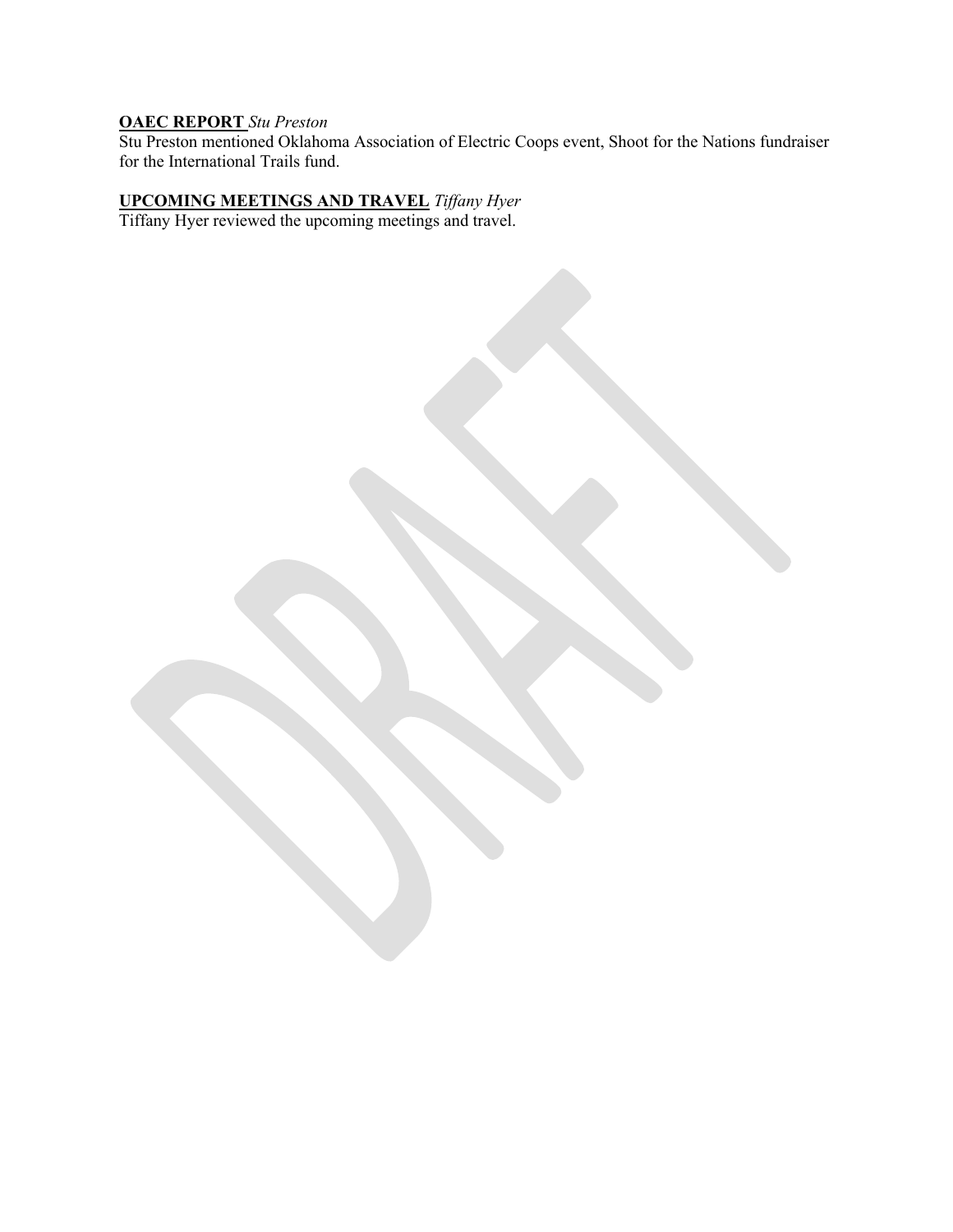**OAEC REPORT** *Stu Preston*

Stu Preston mentioned Oklahoma Association of Electric Coops event, Shoot for the Nations fundraiser for the International Trails fund.

**UPCOMING MEETINGS AND TRAVEL** *Tiffany Hyer*

Tiffany Hyer reviewed the upcoming meetings and travel.